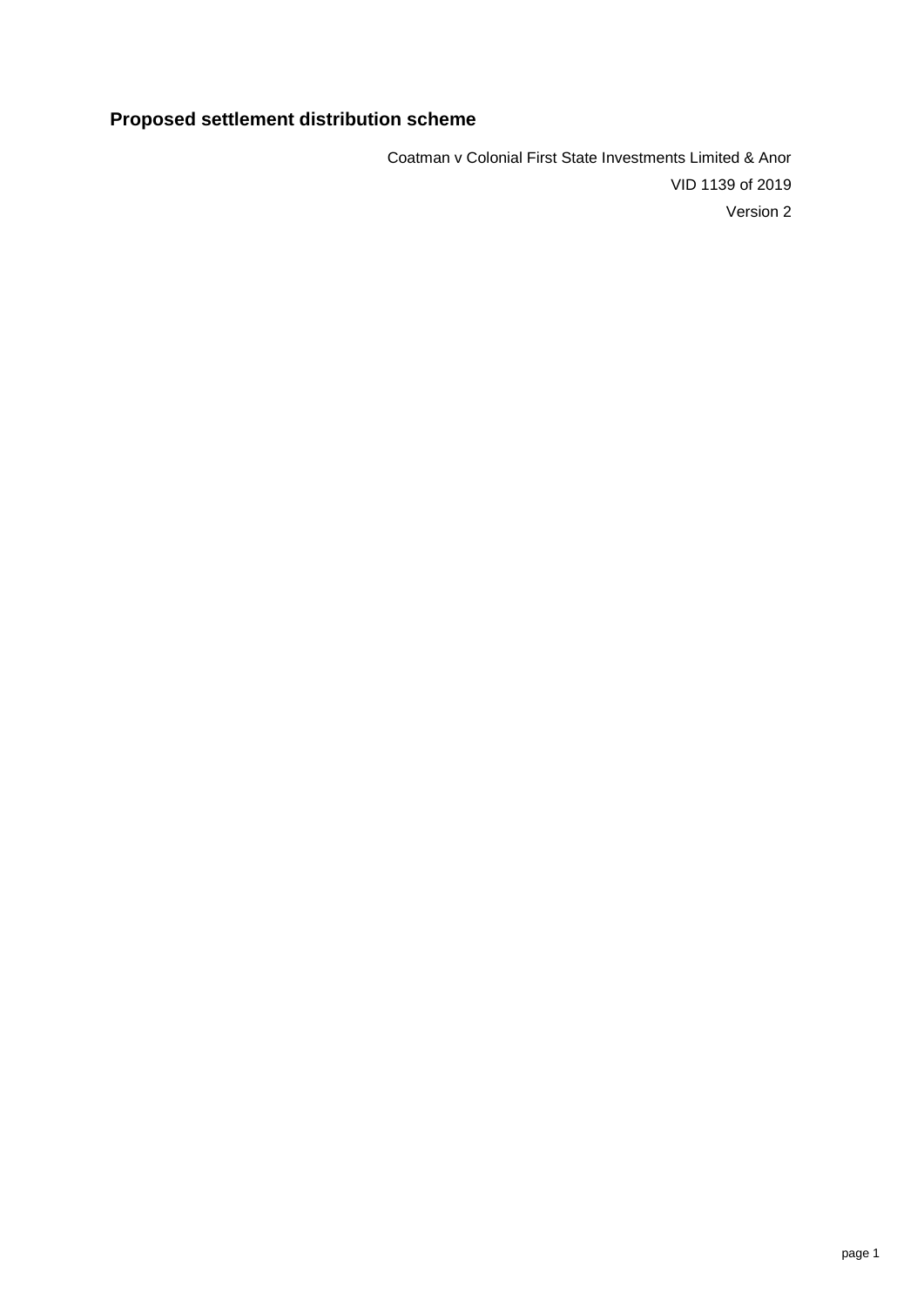# Proposed settlement distribution scheme

Coatman v Colonial First State Investments Limited & Anor

VID 1139 of 2019

Version 2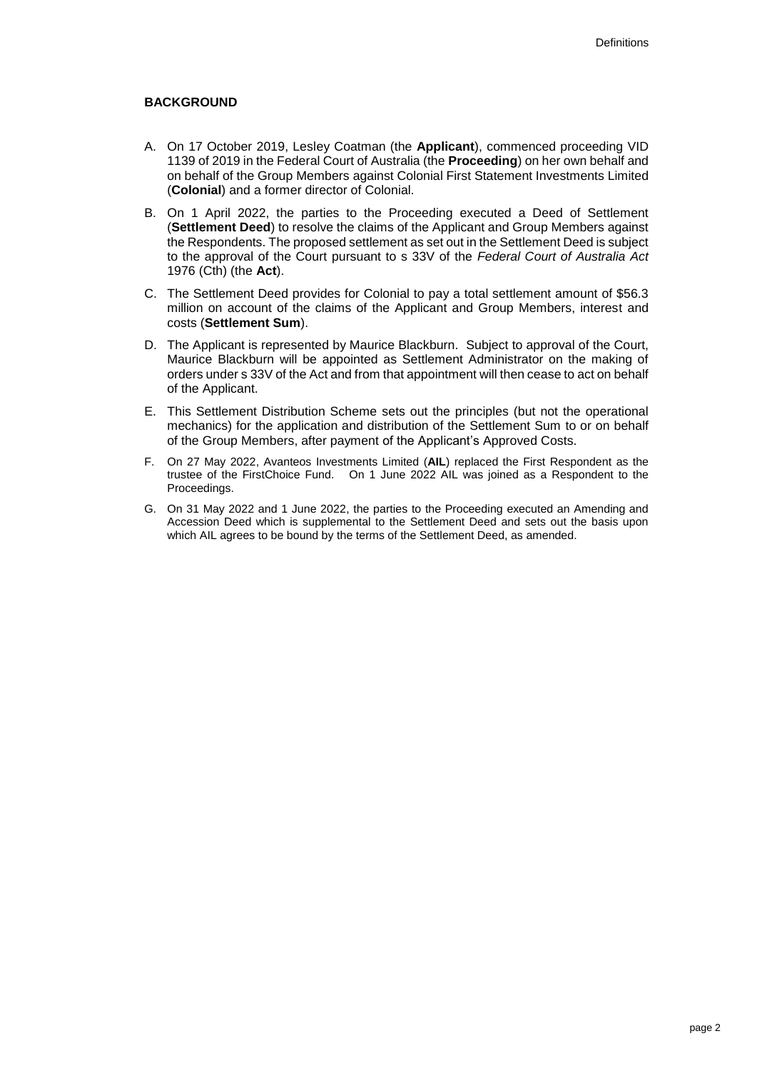## BACKGROUND

A. On 17 October 2019, Lesley Coatman (the **Applicant**), commenced proceeding VID 1139 of 2019 in the Federal Court of Australia (the **Proceeding**) on her own behalf and on behalf of the Group Members against Colonial First Statement Investments Limited (**Colonial**) and a former director of Colonial.

B. On 1 April 2022, the parties to the Proceeding executed a Deed of Settlement (**Settlement Deed**) to resolve the claims of the Applicant and Group Members against the Respondents. The proposed settlement as set out in the Settlement Deed is subject to the approval of the Court pursuant to s 33V of the *Federal Court of Australia Act* 1976 (Cth) (the **Act**).

C. The Settlement Deed provides for Colonial to pay a total settlement amount of $56.3 million on account of the claims of the Applicant and Group Members, interest and costs (**Settlement Sum**).

D. The Applicant is represented by Maurice Blackburn. Subject to approval of the Court, Maurice Blackburn will be appointed as Settlement Administrator on the making of orders under s 33V of the Act and from that appointment will then cease to act on behalf of the Applicant.

E. This Settlement Distribution Scheme sets out the principles (but not the operational mechanics) for the application and distribution of the Settlement Sum to or on behalf of the Group Members, after payment of the Applicant's Approved Costs.

F. On 27 May 2022, Avanteos Investments Limited (**AIL**) replaced the First Respondent as the trustee of the FirstChoice Fund. On 1 June 2022 AIL was joined as a Respondent to the Proceedings.

G. On 31 May 2022 and 1 June 2022, the parties to the Proceeding executed an Amending and Accession Deed which is supplemental to the Settlement Deed and sets out the basis upon which AIL agrees to be bound by the terms of the Settlement Deed, as amended.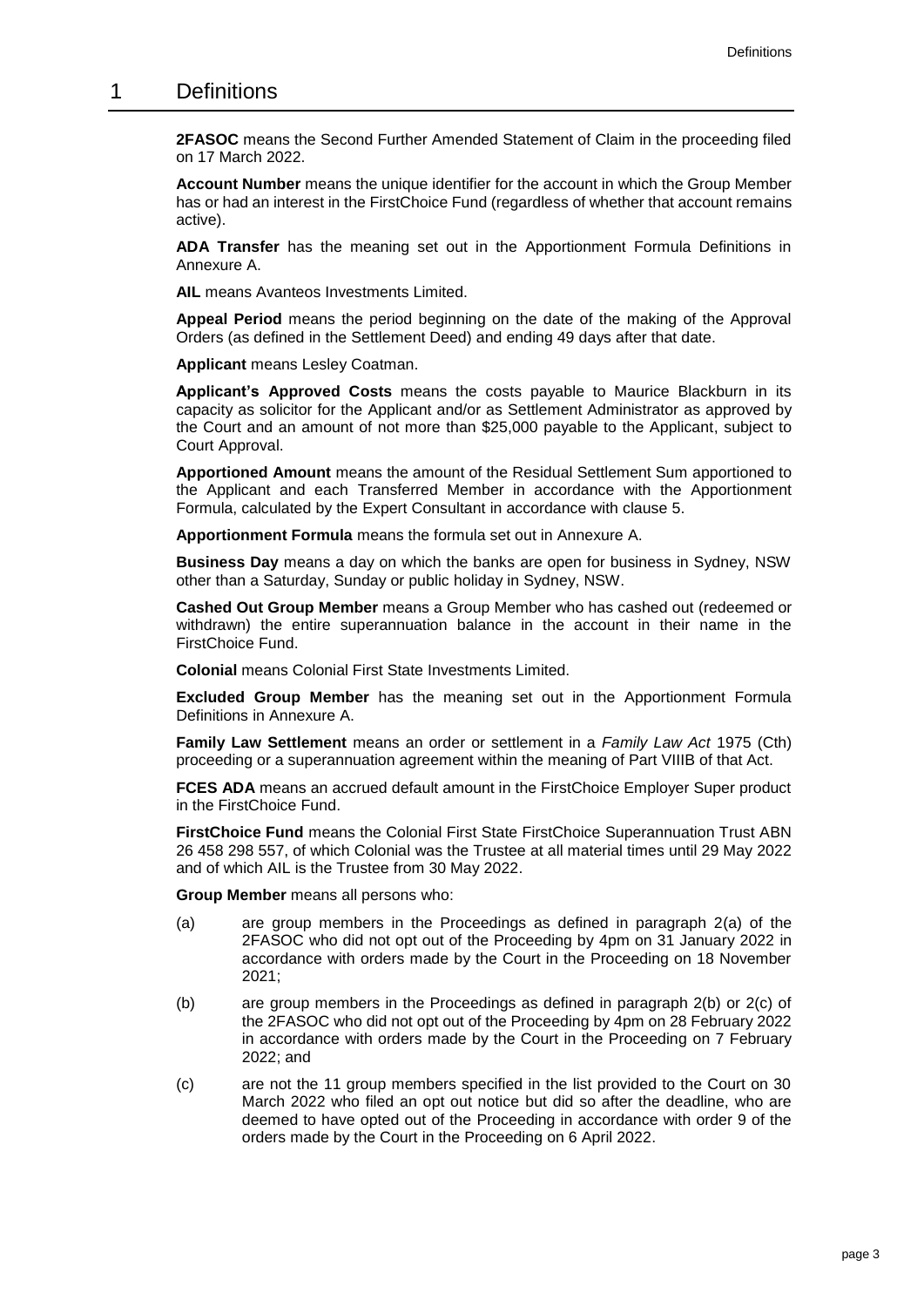# 1 Definitions

**2FASOC** means the Second Further Amended Statement of Claim in the proceeding filed on 17 March 2022.

**Account Number** means the unique identifier for the account in which the Group Member has or had an interest in the FirstChoice Fund (regardless of whether that account remains active).

**ADA Transfer** has the meaning set out in the Apportionment Formula Definitions in Annexure A.

**AIL** means Avanteos Investments Limited.

**Appeal Period** means the period beginning on the date of the making of the Approval Orders (as defined in the Settlement Deed) and ending 49 days after that date.

**Applicant** means Lesley Coatman.

**Applicant's Approved Costs** means the costs payable to Maurice Blackburn in its capacity as solicitor for the Applicant and/or as Settlement Administrator as approved by the Court and an amount of not more than $25,000 payable to the Applicant, subject to Court Approval.

**Apportioned Amount** means the amount of the Residual Settlement Sum apportioned to the Applicant and each Transferred Member in accordance with the Apportionment Formula, calculated by the Expert Consultant in accordance with clause 5.

**Apportionment Formula** means the formula set out in Annexure A.

**Business Day** means a day on which the banks are open for business in Sydney, NSW other than a Saturday, Sunday or public holiday in Sydney, NSW.

**Cashed Out Group Member** means a Group Member who has cashed out (redeemed or withdrawn) the entire superannuation balance in the account in their name in the FirstChoice Fund.

**Colonial** means Colonial First State Investments Limited.

**Excluded Group Member** has the meaning set out in the Apportionment Formula Definitions in Annexure A.

**Family Law Settlement** means an order or settlement in a *Family Law Act* 1975 (Cth) proceeding or a superannuation agreement within the meaning of Part VIIIB of that Act.

**FCES ADA** means an accrued default amount in the FirstChoice Employer Super product in the FirstChoice Fund.

**FirstChoice Fund** means the Colonial First State FirstChoice Superannuation Trust ABN 26 458 298 557, of which Colonial was the Trustee at all material times until 29 May 2022 and of which AIL is the Trustee from 30 May 2022.

**Group Member** means all persons who:

(a) are group members in the Proceedings as defined in paragraph 2(a) of the 2FASOC who did not opt out of the Proceeding by 4pm on 31 January 2022 in accordance with orders made by the Court in the Proceeding on 18 November 2021;

(b) are group members in the Proceedings as defined in paragraph 2(b) or 2(c) of the 2FASOC who did not opt out of the Proceeding by 4pm on 28 February 2022 in accordance with orders made by the Court in the Proceeding on 7 February 2022; and

(c) are not the 11 group members specified in the list provided to the Court on 30 March 2022 who filed an opt out notice but did so after the deadline, who are deemed to have opted out of the Proceeding in accordance with order 9 of the orders made by the Court in the Proceeding on 6 April 2022.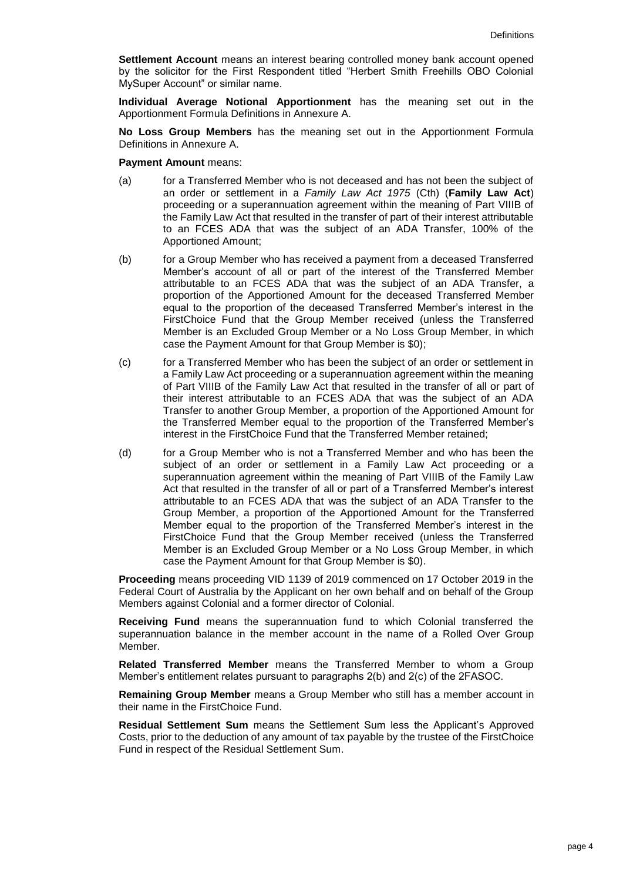**Settlement Account** means an interest bearing controlled money bank account opened by the solicitor for the First Respondent titled "Herbert Smith Freehills OBO Colonial MySuper Account" or similar name.

**Individual Average Notional Apportionment** has the meaning set out in the Apportionment Formula Definitions in Annexure A.

**No Loss Group Members** has the meaning set out in the Apportionment Formula Definitions in Annexure A.

**Payment Amount** means:

(a) for a Transferred Member who is not deceased and has not been the subject of an order or settlement in a *Family Law Act 1975* (Cth) (**Family Law Act**) proceeding or a superannuation agreement within the meaning of Part VIIIB of the Family Law Act that resulted in the transfer of part of their interest attributable to an FCES ADA that was the subject of an ADA Transfer, 100% of the Apportioned Amount;

(b) for a Group Member who has received a payment from a deceased Transferred Member's account of all or part of the interest of the Transferred Member attributable to an FCES ADA that was the subject of an ADA Transfer, a proportion of the Apportioned Amount for the deceased Transferred Member equal to the proportion of the deceased Transferred Member's interest in the FirstChoice Fund that the Group Member received (unless the Transferred Member is an Excluded Group Member or a No Loss Group Member, in which case the Payment Amount for that Group Member is $0);

(c) for a Transferred Member who has been the subject of an order or settlement in a Family Law Act proceeding or a superannuation agreement within the meaning of Part VIIIB of the Family Law Act that resulted in the transfer of all or part of their interest attributable to an FCES ADA that was the subject of an ADA Transfer to another Group Member, a proportion of the Apportioned Amount for the Transferred Member equal to the proportion of the Transferred Member's interest in the FirstChoice Fund that the Transferred Member retained;

(d) for a Group Member who is not a Transferred Member and who has been the subject of an order or settlement in a Family Law Act proceeding or a superannuation agreement within the meaning of Part VIIIB of the Family Law Act that resulted in the transfer of all or part of a Transferred Member's interest attributable to an FCES ADA that was the subject of an ADA Transfer to the Group Member, a proportion of the Apportioned Amount for the Transferred Member equal to the proportion of the Transferred Member's interest in the FirstChoice Fund that the Group Member received (unless the Transferred Member is an Excluded Group Member or a No Loss Group Member, in which case the Payment Amount for that Group Member is $0).

**Proceeding** means proceeding VID 1139 of 2019 commenced on 17 October 2019 in the Federal Court of Australia by the Applicant on her own behalf and on behalf of the Group Members against Colonial and a former director of Colonial.

**Receiving Fund** means the superannuation fund to which Colonial transferred the superannuation balance in the member account in the name of a Rolled Over Group Member.

**Related Transferred Member** means the Transferred Member to whom a Group Member's entitlement relates pursuant to paragraphs 2(b) and 2(c) of the 2FASOC.

**Remaining Group Member** means a Group Member who still has a member account in their name in the FirstChoice Fund.

**Residual Settlement Sum** means the Settlement Sum less the Applicant's Approved Costs, prior to the deduction of any amount of tax payable by the trustee of the FirstChoice Fund in respect of the Residual Settlement Sum.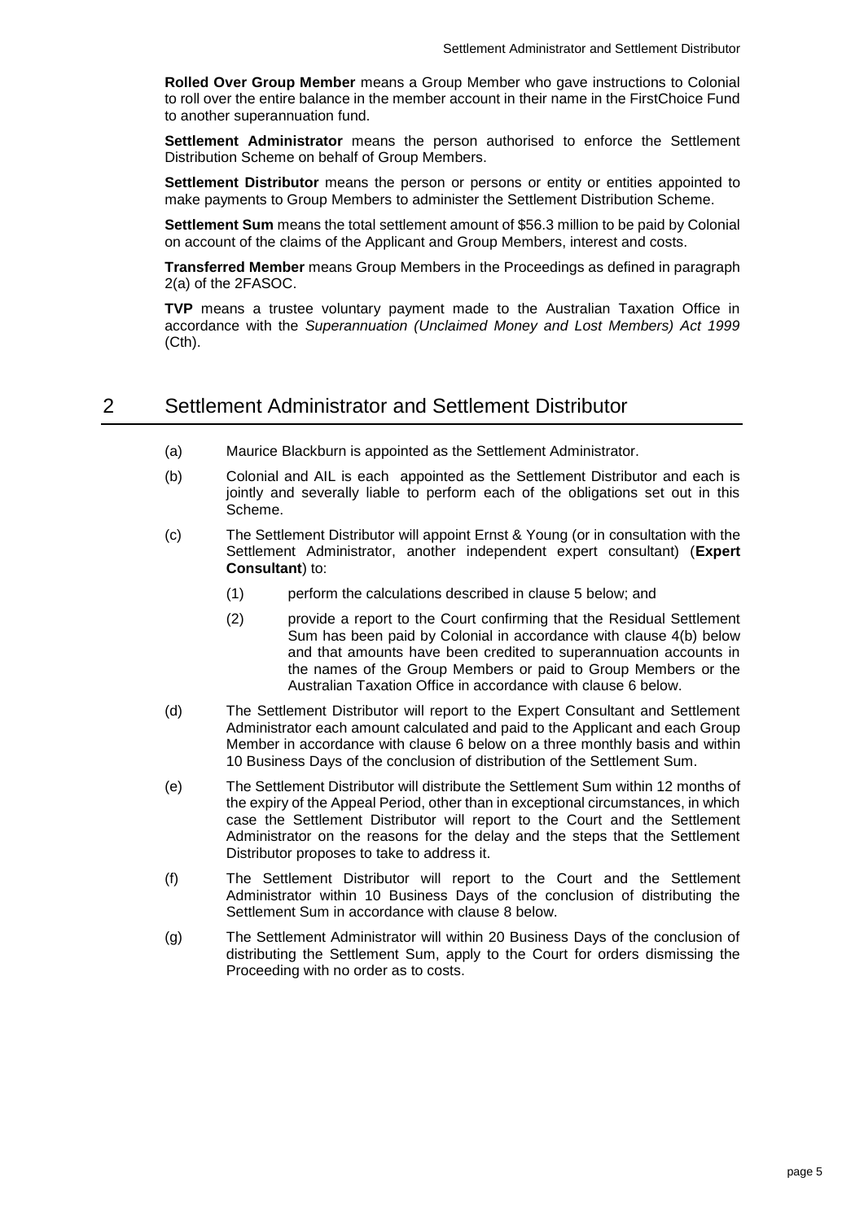**Rolled Over Group Member** means a Group Member who gave instructions to Colonial to roll over the entire balance in the member account in their name in the FirstChoice Fund to another superannuation fund.

**Settlement Administrator** means the person authorised to enforce the Settlement Distribution Scheme on behalf of Group Members.

**Settlement Distributor** means the person or persons or entity or entities appointed to make payments to Group Members to administer the Settlement Distribution Scheme.

**Settlement Sum** means the total settlement amount of $56.3 million to be paid by Colonial on account of the claims of the Applicant and Group Members, interest and costs.

**Transferred Member** means Group Members in the Proceedings as defined in paragraph 2(a) of the 2FASOC.

**TVP** means a trustee voluntary payment made to the Australian Taxation Office in accordance with the *Superannuation (Unclaimed Money and Lost Members) Act 1999* (Cth).

## 2 Settlement Administrator and Settlement Distributor

(a) Maurice Blackburn is appointed as the Settlement Administrator.

(b) Colonial and AIL is each appointed as the Settlement Distributor and each is jointly and severally liable to perform each of the obligations set out in this Scheme.

(c) The Settlement Distributor will appoint Ernst & Young (or in consultation with the Settlement Administrator, another independent expert consultant) (**Expert Consultant**) to:

  (1) perform the calculations described in clause 5 below; and

  (2) provide a report to the Court confirming that the Residual Settlement Sum has been paid by Colonial in accordance with clause 4(b) below and that amounts have been credited to superannuation accounts in the names of the Group Members or paid to Group Members or the Australian Taxation Office in accordance with clause 6 below.

(d) The Settlement Distributor will report to the Expert Consultant and Settlement Administrator each amount calculated and paid to the Applicant and each Group Member in accordance with clause 6 below on a three monthly basis and within 10 Business Days of the conclusion of distribution of the Settlement Sum.

(e) The Settlement Distributor will distribute the Settlement Sum within 12 months of the expiry of the Appeal Period, other than in exceptional circumstances, in which case the Settlement Distributor will report to the Court and the Settlement Administrator on the reasons for the delay and the steps that the Settlement Distributor proposes to take to address it.

(f) The Settlement Distributor will report to the Court and the Settlement Administrator within 10 Business Days of the conclusion of distributing the Settlement Sum in accordance with clause 8 below.

(g) The Settlement Administrator will within 20 Business Days of the conclusion of distributing the Settlement Sum, apply to the Court for orders dismissing the Proceeding with no order as to costs.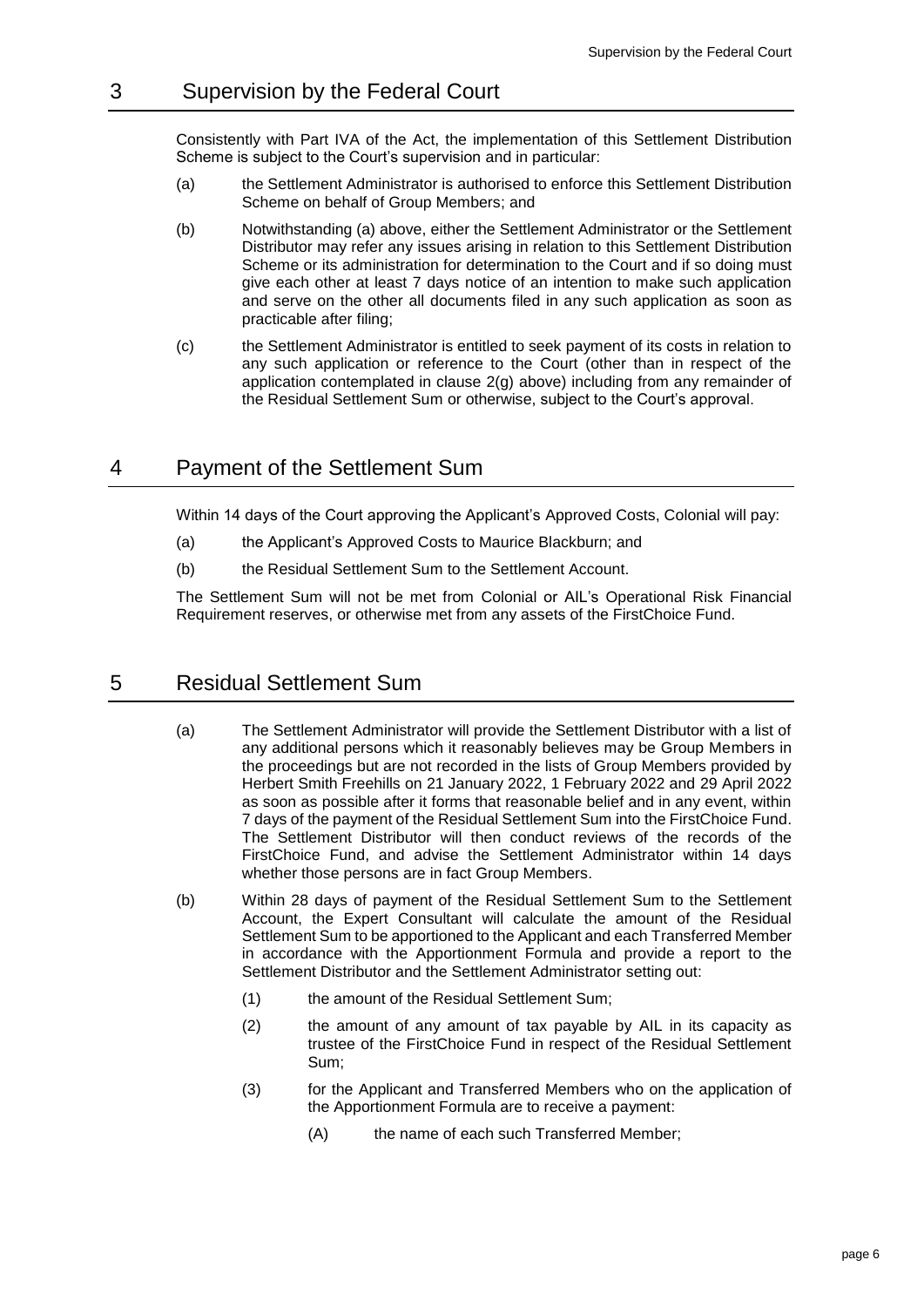# 3 Supervision by the Federal Court

Consistently with Part IVA of the Act, the implementation of this Settlement Distribution Scheme is subject to the Court's supervision and in particular:

(a) the Settlement Administrator is authorised to enforce this Settlement Distribution Scheme on behalf of Group Members; and

(b) Notwithstanding (a) above, either the Settlement Administrator or the Settlement Distributor may refer any issues arising in relation to this Settlement Distribution Scheme or its administration for determination to the Court and if so doing must give each other at least 7 days notice of an intention to make such application and serve on the other all documents filed in any such application as soon as practicable after filing;

(c) the Settlement Administrator is entitled to seek payment of its costs in relation to any such application or reference to the Court (other than in respect of the application contemplated in clause 2(g) above) including from any remainder of the Residual Settlement Sum or otherwise, subject to the Court's approval.

# 4 Payment of the Settlement Sum

Within 14 days of the Court approving the Applicant's Approved Costs, Colonial will pay:

(a) the Applicant's Approved Costs to Maurice Blackburn; and

(b) the Residual Settlement Sum to the Settlement Account.

The Settlement Sum will not be met from Colonial or AIL's Operational Risk Financial Requirement reserves, or otherwise met from any assets of the FirstChoice Fund.

# 5 Residual Settlement Sum

(a) The Settlement Administrator will provide the Settlement Distributor with a list of any additional persons which it reasonably believes may be Group Members in the proceedings but are not recorded in the lists of Group Members provided by Herbert Smith Freehills on 21 January 2022, 1 February 2022 and 29 April 2022 as soon as possible after it forms that reasonable belief and in any event, within 7 days of the payment of the Residual Settlement Sum into the FirstChoice Fund. The Settlement Distributor will then conduct reviews of the records of the FirstChoice Fund, and advise the Settlement Administrator within 14 days whether those persons are in fact Group Members.

(b) Within 28 days of payment of the Residual Settlement Sum to the Settlement Account, the Expert Consultant will calculate the amount of the Residual Settlement Sum to be apportioned to the Applicant and each Transferred Member in accordance with the Apportionment Formula and provide a report to the Settlement Distributor and the Settlement Administrator setting out:

    (1) the amount of the Residual Settlement Sum;

    (2) the amount of any amount of tax payable by AIL in its capacity as trustee of the FirstChoice Fund in respect of the Residual Settlement Sum;

    (3) for the Applicant and Transferred Members who on the application of the Apportionment Formula are to receive a payment:

        (A) the name of each such Transferred Member;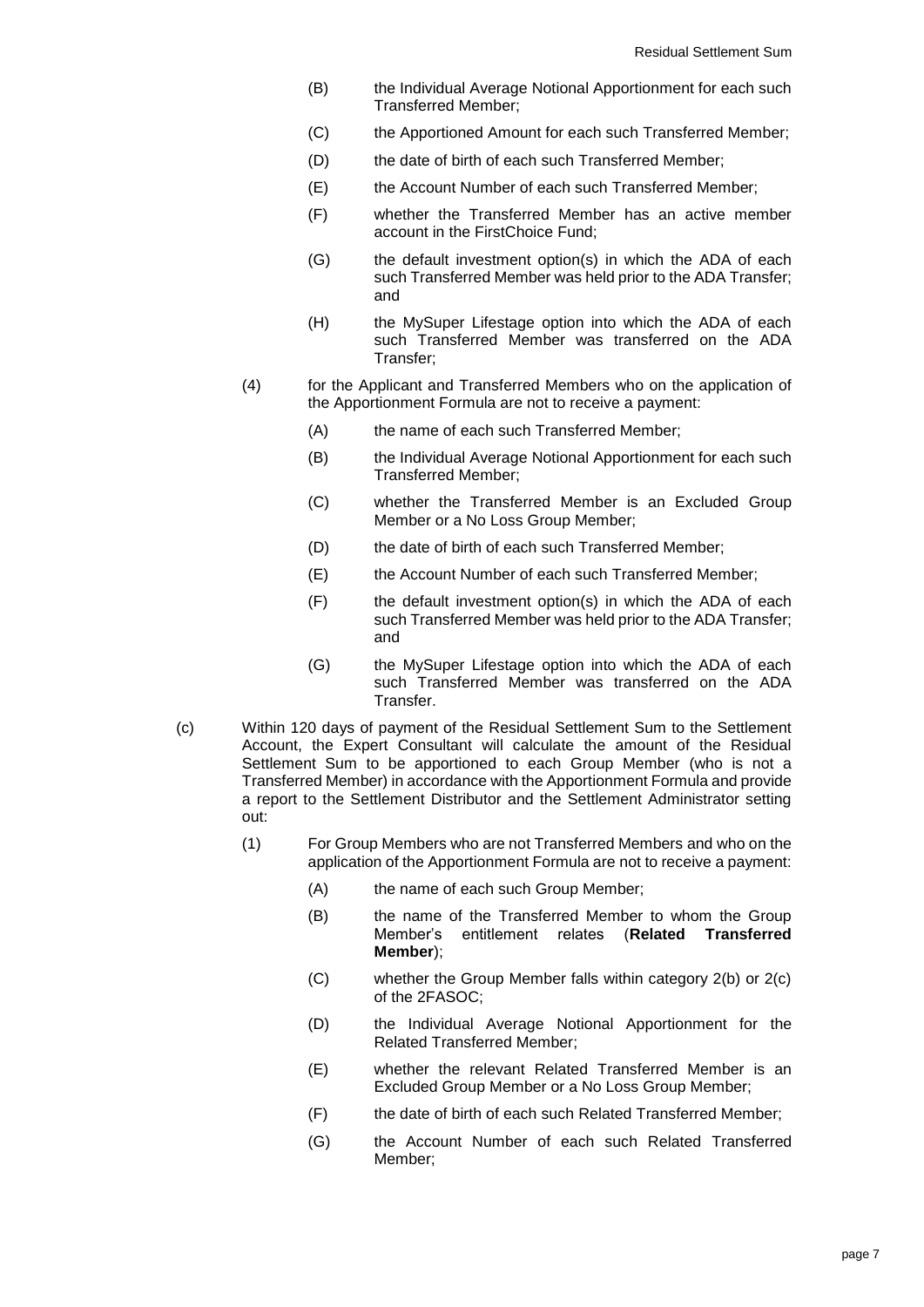(B) the Individual Average Notional Apportionment for each such Transferred Member;

(C) the Apportioned Amount for each such Transferred Member;

(D) the date of birth of each such Transferred Member;

(E) the Account Number of each such Transferred Member;

(F) whether the Transferred Member has an active member account in the FirstChoice Fund;

(G) the default investment option(s) in which the ADA of each such Transferred Member was held prior to the ADA Transfer; and

(H) the MySuper Lifestage option into which the ADA of each such Transferred Member was transferred on the ADA Transfer;

(4) for the Applicant and Transferred Members who on the application of the Apportionment Formula are not to receive a payment:

(A) the name of each such Transferred Member;

(B) the Individual Average Notional Apportionment for each such Transferred Member;

(C) whether the Transferred Member is an Excluded Group Member or a No Loss Group Member;

(D) the date of birth of each such Transferred Member;

(E) the Account Number of each such Transferred Member;

(F) the default investment option(s) in which the ADA of each such Transferred Member was held prior to the ADA Transfer; and

(G) the MySuper Lifestage option into which the ADA of each such Transferred Member was transferred on the ADA Transfer.

(c) Within 120 days of payment of the Residual Settlement Sum to the Settlement Account, the Expert Consultant will calculate the amount of the Residual Settlement Sum to be apportioned to each Group Member (who is not a Transferred Member) in accordance with the Apportionment Formula and provide a report to the Settlement Distributor and the Settlement Administrator setting out:

(1) For Group Members who are not Transferred Members and who on the application of the Apportionment Formula are not to receive a payment:

(A) the name of each such Group Member;

(B) the name of the Transferred Member to whom the Group Member's entitlement relates (**Related Transferred Member**);

(C) whether the Group Member falls within category 2(b) or 2(c) of the 2FASOC;

(D) the Individual Average Notional Apportionment for the Related Transferred Member;

(E) whether the relevant Related Transferred Member is an Excluded Group Member or a No Loss Group Member;

(F) the date of birth of each such Related Transferred Member;

(G) the Account Number of each such Related Transferred Member;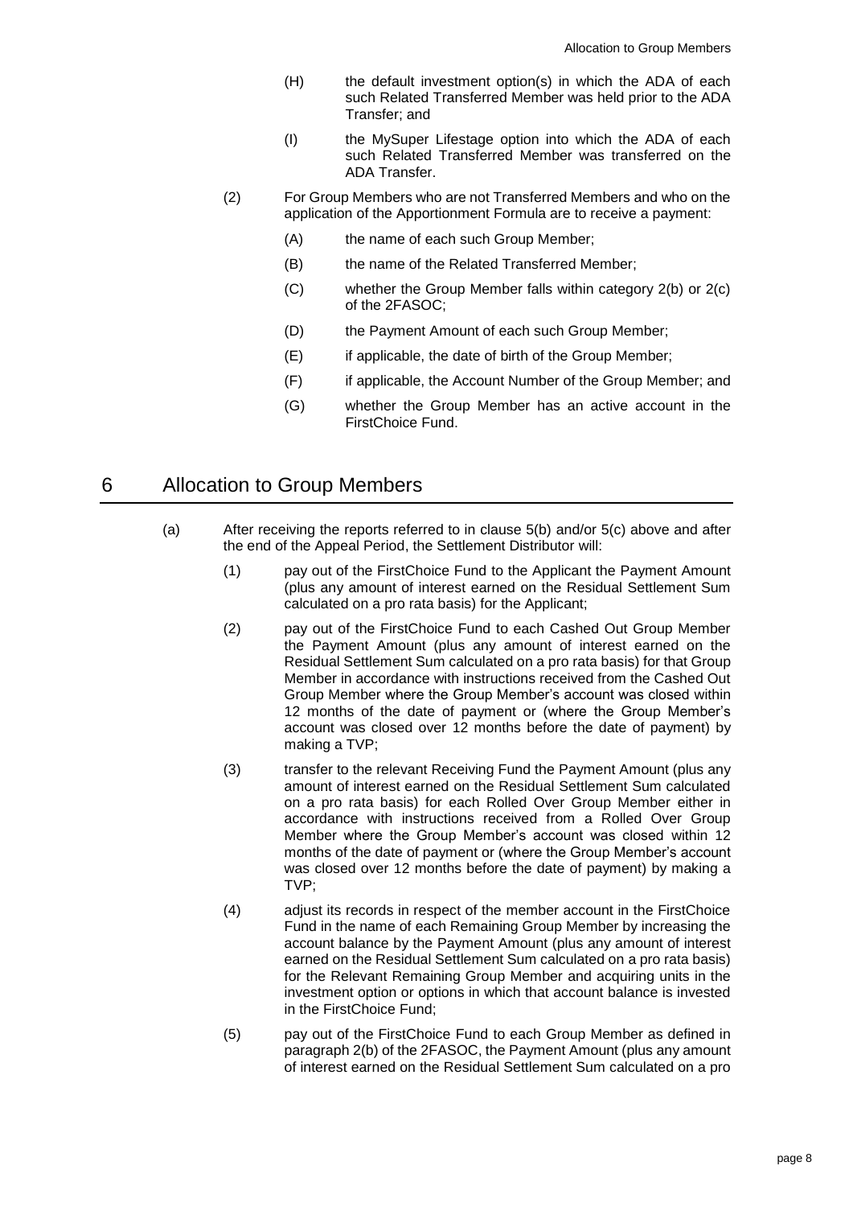(H) the default investment option(s) in which the ADA of each such Related Transferred Member was held prior to the ADA Transfer; and

(I) the MySuper Lifestage option into which the ADA of each such Related Transferred Member was transferred on the ADA Transfer.

(2) For Group Members who are not Transferred Members and who on the application of the Apportionment Formula are to receive a payment:

(A) the name of each such Group Member;

(B) the name of the Related Transferred Member;

(C) whether the Group Member falls within category 2(b) or 2(c) of the 2FASOC;

(D) the Payment Amount of each such Group Member;

(E) if applicable, the date of birth of the Group Member;

(F) if applicable, the Account Number of the Group Member; and

(G) whether the Group Member has an active account in the FirstChoice Fund.

## 6 Allocation to Group Members

(a) After receiving the reports referred to in clause 5(b) and/or 5(c) above and after the end of the Appeal Period, the Settlement Distributor will:

(1) pay out of the FirstChoice Fund to the Applicant the Payment Amount (plus any amount of interest earned on the Residual Settlement Sum calculated on a pro rata basis) for the Applicant;

(2) pay out of the FirstChoice Fund to each Cashed Out Group Member the Payment Amount (plus any amount of interest earned on the Residual Settlement Sum calculated on a pro rata basis) for that Group Member in accordance with instructions received from the Cashed Out Group Member where the Group Member's account was closed within 12 months of the date of payment or (where the Group Member's account was closed over 12 months before the date of payment) by making a TVP;

(3) transfer to the relevant Receiving Fund the Payment Amount (plus any amount of interest earned on the Residual Settlement Sum calculated on a pro rata basis) for each Rolled Over Group Member either in accordance with instructions received from a Rolled Over Group Member where the Group Member's account was closed within 12 months of the date of payment or (where the Group Member's account was closed over 12 months before the date of payment) by making a TVP;

(4) adjust its records in respect of the member account in the FirstChoice Fund in the name of each Remaining Group Member by increasing the account balance by the Payment Amount (plus any amount of interest earned on the Residual Settlement Sum calculated on a pro rata basis) for the Relevant Remaining Group Member and acquiring units in the investment option or options in which that account balance is invested in the FirstChoice Fund;

(5) pay out of the FirstChoice Fund to each Group Member as defined in paragraph 2(b) of the 2FASOC, the Payment Amount (plus any amount of interest earned on the Residual Settlement Sum calculated on a pro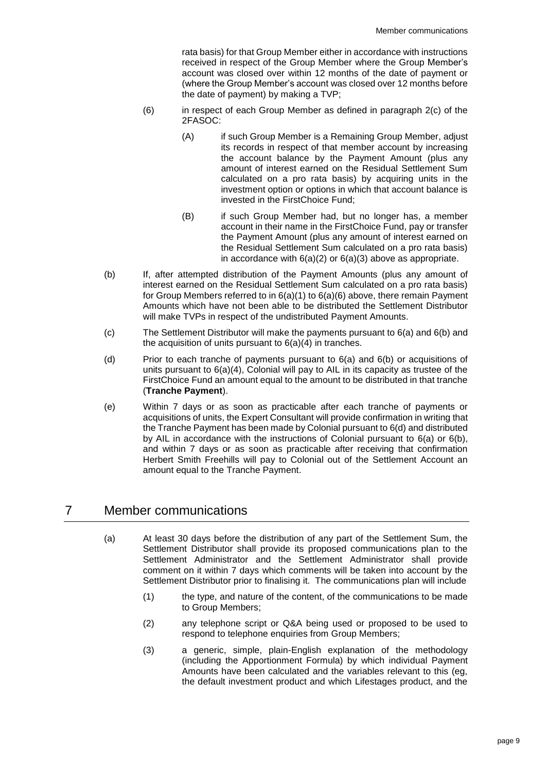rata basis) for that Group Member either in accordance with instructions received in respect of the Group Member where the Group Member's account was closed over within 12 months of the date of payment or (where the Group Member's account was closed over 12 months before the date of payment) by making a TVP;

(6) in respect of each Group Member as defined in paragraph 2(c) of the 2FASOC:

(A) if such Group Member is a Remaining Group Member, adjust its records in respect of that member account by increasing the account balance by the Payment Amount (plus any amount of interest earned on the Residual Settlement Sum calculated on a pro rata basis) by acquiring units in the investment option or options in which that account balance is invested in the FirstChoice Fund;

(B) if such Group Member had, but no longer has, a member account in their name in the FirstChoice Fund, pay or transfer the Payment Amount (plus any amount of interest earned on the Residual Settlement Sum calculated on a pro rata basis) in accordance with 6(a)(2) or 6(a)(3) above as appropriate.

(b) If, after attempted distribution of the Payment Amounts (plus any amount of interest earned on the Residual Settlement Sum calculated on a pro rata basis) for Group Members referred to in 6(a)(1) to 6(a)(6) above, there remain Payment Amounts which have not been able to be distributed the Settlement Distributor will make TVPs in respect of the undistributed Payment Amounts.

(c) The Settlement Distributor will make the payments pursuant to 6(a) and 6(b) and the acquisition of units pursuant to 6(a)(4) in tranches.

(d) Prior to each tranche of payments pursuant to 6(a) and 6(b) or acquisitions of units pursuant to 6(a)(4), Colonial will pay to AIL in its capacity as trustee of the FirstChoice Fund an amount equal to the amount to be distributed in that tranche (**Tranche Payment**).

(e) Within 7 days or as soon as practicable after each tranche of payments or acquisitions of units, the Expert Consultant will provide confirmation in writing that the Tranche Payment has been made by Colonial pursuant to 6(d) and distributed by AIL in accordance with the instructions of Colonial pursuant to 6(a) or 6(b), and within 7 days or as soon as practicable after receiving that confirmation Herbert Smith Freehills will pay to Colonial out of the Settlement Account an amount equal to the Tranche Payment.

# 7 Member communications

(a) At least 30 days before the distribution of any part of the Settlement Sum, the Settlement Distributor shall provide its proposed communications plan to the Settlement Administrator and the Settlement Administrator shall provide comment on it within 7 days which comments will be taken into account by the Settlement Distributor prior to finalising it. The communications plan will include

(1) the type, and nature of the content, of the communications to be made to Group Members;

(2) any telephone script or Q&A being used or proposed to be used to respond to telephone enquiries from Group Members;

(3) a generic, simple, plain-English explanation of the methodology (including the Apportionment Formula) by which individual Payment Amounts have been calculated and the variables relevant to this (eg, the default investment product and which Lifestages product, and the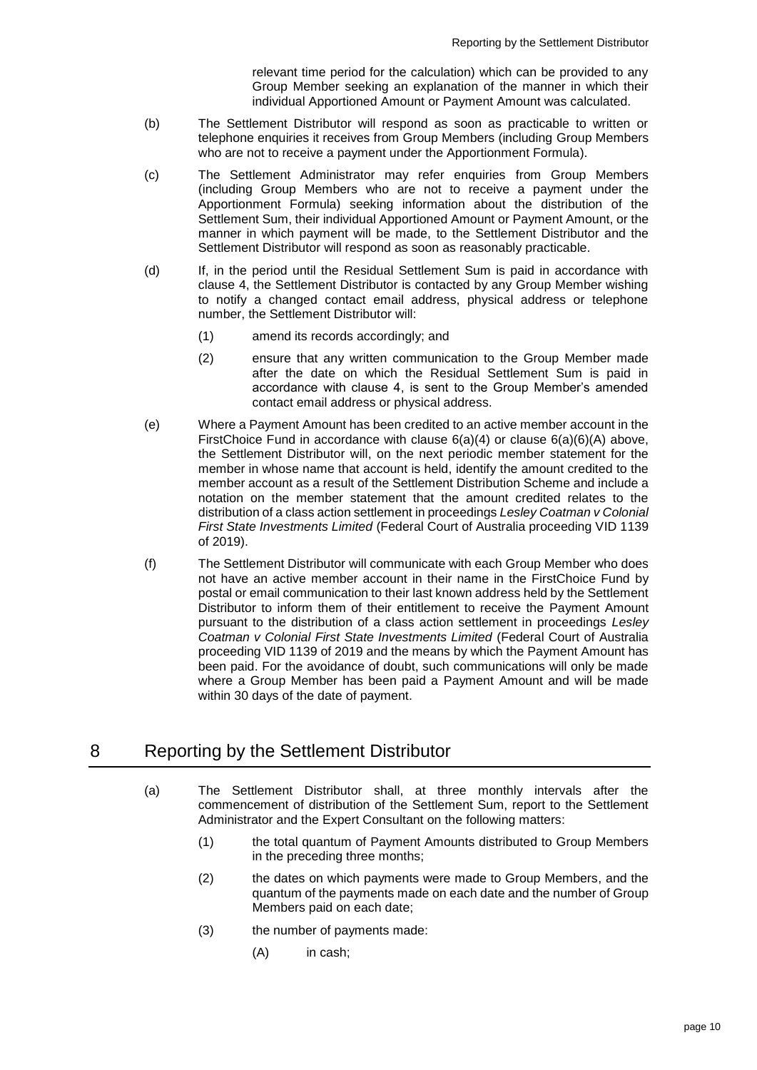relevant time period for the calculation) which can be provided to any Group Member seeking an explanation of the manner in which their individual Apportioned Amount or Payment Amount was calculated.

(b) The Settlement Distributor will respond as soon as practicable to written or telephone enquiries it receives from Group Members (including Group Members who are not to receive a payment under the Apportionment Formula).

(c) The Settlement Administrator may refer enquiries from Group Members (including Group Members who are not to receive a payment under the Apportionment Formula) seeking information about the distribution of the Settlement Sum, their individual Apportioned Amount or Payment Amount, or the manner in which payment will be made, to the Settlement Distributor and the Settlement Distributor will respond as soon as reasonably practicable.

(d) If, in the period until the Residual Settlement Sum is paid in accordance with clause 4, the Settlement Distributor is contacted by any Group Member wishing to notify a changed contact email address, physical address or telephone number, the Settlement Distributor will:

  (1) amend its records accordingly; and

  (2) ensure that any written communication to the Group Member made after the date on which the Residual Settlement Sum is paid in accordance with clause 4, is sent to the Group Member's amended contact email address or physical address.

(e) Where a Payment Amount has been credited to an active member account in the FirstChoice Fund in accordance with clause 6(a)(4) or clause 6(a)(6)(A) above, the Settlement Distributor will, on the next periodic member statement for the member in whose name that account is held, identify the amount credited to the member account as a result of the Settlement Distribution Scheme and include a notation on the member statement that the amount credited relates to the distribution of a class action settlement in proceedings *Lesley Coatman v Colonial First State Investments Limited* (Federal Court of Australia proceeding VID 1139 of 2019).

(f) The Settlement Distributor will communicate with each Group Member who does not have an active member account in their name in the FirstChoice Fund by postal or email communication to their last known address held by the Settlement Distributor to inform them of their entitlement to receive the Payment Amount pursuant to the distribution of a class action settlement in proceedings *Lesley Coatman v Colonial First State Investments Limited* (Federal Court of Australia proceeding VID 1139 of 2019 and the means by which the Payment Amount has been paid. For the avoidance of doubt, such communications will only be made where a Group Member has been paid a Payment Amount and will be made within 30 days of the date of payment.

## 8 Reporting by the Settlement Distributor

(a) The Settlement Distributor shall, at three monthly intervals after the commencement of distribution of the Settlement Sum, report to the Settlement Administrator and the Expert Consultant on the following matters:

  (1) the total quantum of Payment Amounts distributed to Group Members in the preceding three months;

  (2) the dates on which payments were made to Group Members, and the quantum of the payments made on each date and the number of Group Members paid on each date;

  (3) the number of payments made:

    (A) in cash;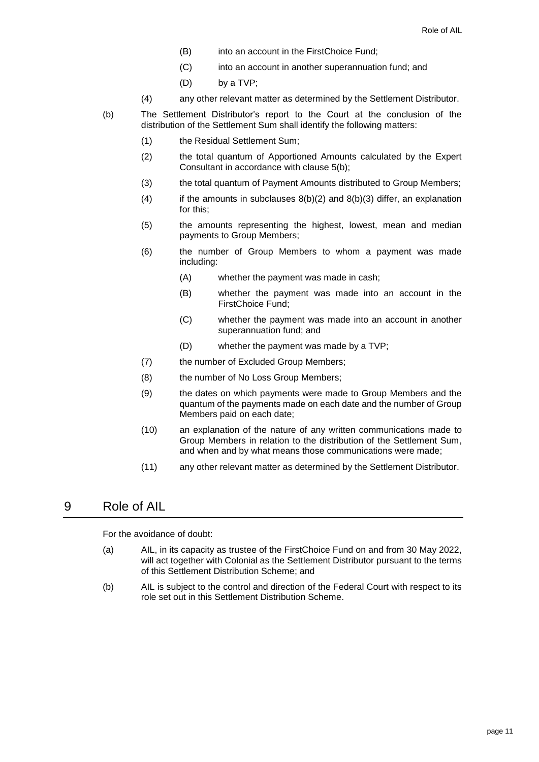(B) into an account in the FirstChoice Fund;

(C) into an account in another superannuation fund; and

(D) by a TVP;

(4) any other relevant matter as determined by the Settlement Distributor.

(b) The Settlement Distributor's report to the Court at the conclusion of the distribution of the Settlement Sum shall identify the following matters:

(1) the Residual Settlement Sum;

(2) the total quantum of Apportioned Amounts calculated by the Expert Consultant in accordance with clause 5(b);

(3) the total quantum of Payment Amounts distributed to Group Members;

(4) if the amounts in subclauses 8(b)(2) and 8(b)(3) differ, an explanation for this;

(5) the amounts representing the highest, lowest, mean and median payments to Group Members;

(6) the number of Group Members to whom a payment was made including:

(A) whether the payment was made in cash;

(B) whether the payment was made into an account in the FirstChoice Fund;

(C) whether the payment was made into an account in another superannuation fund; and

(D) whether the payment was made by a TVP;

(7) the number of Excluded Group Members;

(8) the number of No Loss Group Members;

(9) the dates on which payments were made to Group Members and the quantum of the payments made on each date and the number of Group Members paid on each date;

(10) an explanation of the nature of any written communications made to Group Members in relation to the distribution of the Settlement Sum, and when and by what means those communications were made;

(11) any other relevant matter as determined by the Settlement Distributor.

## 9 Role of AIL

For the avoidance of doubt:

(a) AIL, in its capacity as trustee of the FirstChoice Fund on and from 30 May 2022, will act together with Colonial as the Settlement Distributor pursuant to the terms of this Settlement Distribution Scheme; and

(b) AIL is subject to the control and direction of the Federal Court with respect to its role set out in this Settlement Distribution Scheme.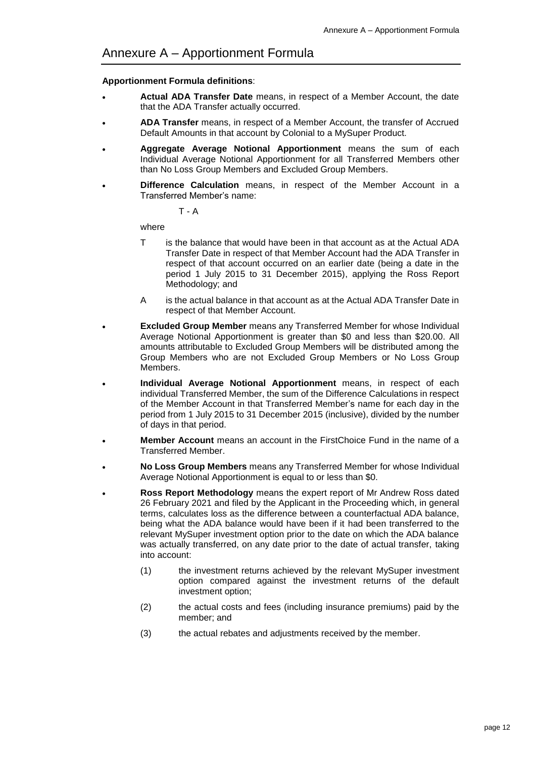# Annexure A – Apportionment Formula

**Apportionment Formula definitions**:

- **Actual ADA Transfer Date** means, in respect of a Member Account, the date that the ADA Transfer actually occurred.
- **ADA Transfer** means, in respect of a Member Account, the transfer of Accrued Default Amounts in that account by Colonial to a MySuper Product.
- **Aggregate Average Notional Apportionment** means the sum of each Individual Average Notional Apportionment for all Transferred Members other than No Loss Group Members and Excluded Group Members.
- **Difference Calculation** means, in respect of the Member Account in a Transferred Member's name:

  $T - A$

  where

  T is the balance that would have been in that account as at the Actual ADA Transfer Date in respect of that Member Account had the ADA Transfer in respect of that account occurred on an earlier date (being a date in the period 1 July 2015 to 31 December 2015), applying the Ross Report Methodology; and

  A is the actual balance in that account as at the Actual ADA Transfer Date in respect of that Member Account.
- **Excluded Group Member** means any Transferred Member for whose Individual Average Notional Apportionment is greater than $0 and less than $20.00. All amounts attributable to Excluded Group Members will be distributed among the Group Members who are not Excluded Group Members or No Loss Group Members.
- **Individual Average Notional Apportionment** means, in respect of each individual Transferred Member, the sum of the Difference Calculations in respect of the Member Account in that Transferred Member's name for each day in the period from 1 July 2015 to 31 December 2015 (inclusive), divided by the number of days in that period.
- **Member Account** means an account in the FirstChoice Fund in the name of a Transferred Member.
- **No Loss Group Members** means any Transferred Member for whose Individual Average Notional Apportionment is equal to or less than $0.
- **Ross Report Methodology** means the expert report of Mr Andrew Ross dated 26 February 2021 and filed by the Applicant in the Proceeding which, in general terms, calculates loss as the difference between a counterfactual ADA balance, being what the ADA balance would have been if it had been transferred to the relevant MySuper investment option prior to the date on which the ADA balance was actually transferred, on any date prior to the date of actual transfer, taking into account:

  (1) the investment returns achieved by the relevant MySuper investment option compared against the investment returns of the default investment option;

  (2) the actual costs and fees (including insurance premiums) paid by the member; and

  (3) the actual rebates and adjustments received by the member.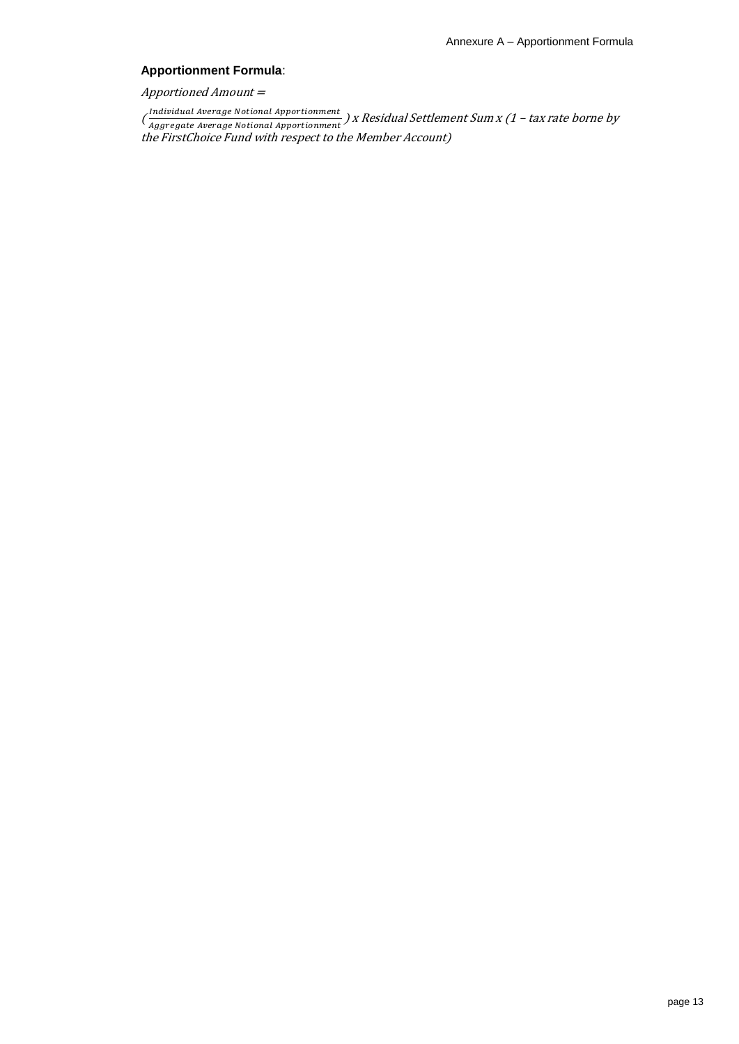**Apportionment Formula**:

$$Apportioned\ Amount = \left(\frac{Individual\ Average\ Notional\ Apportionment}{Aggregate\ Average\ Notional\ Apportionment}\right) x\ Residual\ Settlement\ Sum\ x\ (1 - tax\ rate\ borne\ by\ the\ FirstChoice\ Fund\ with\ respect\ to\ the\ Member\ Account)$$